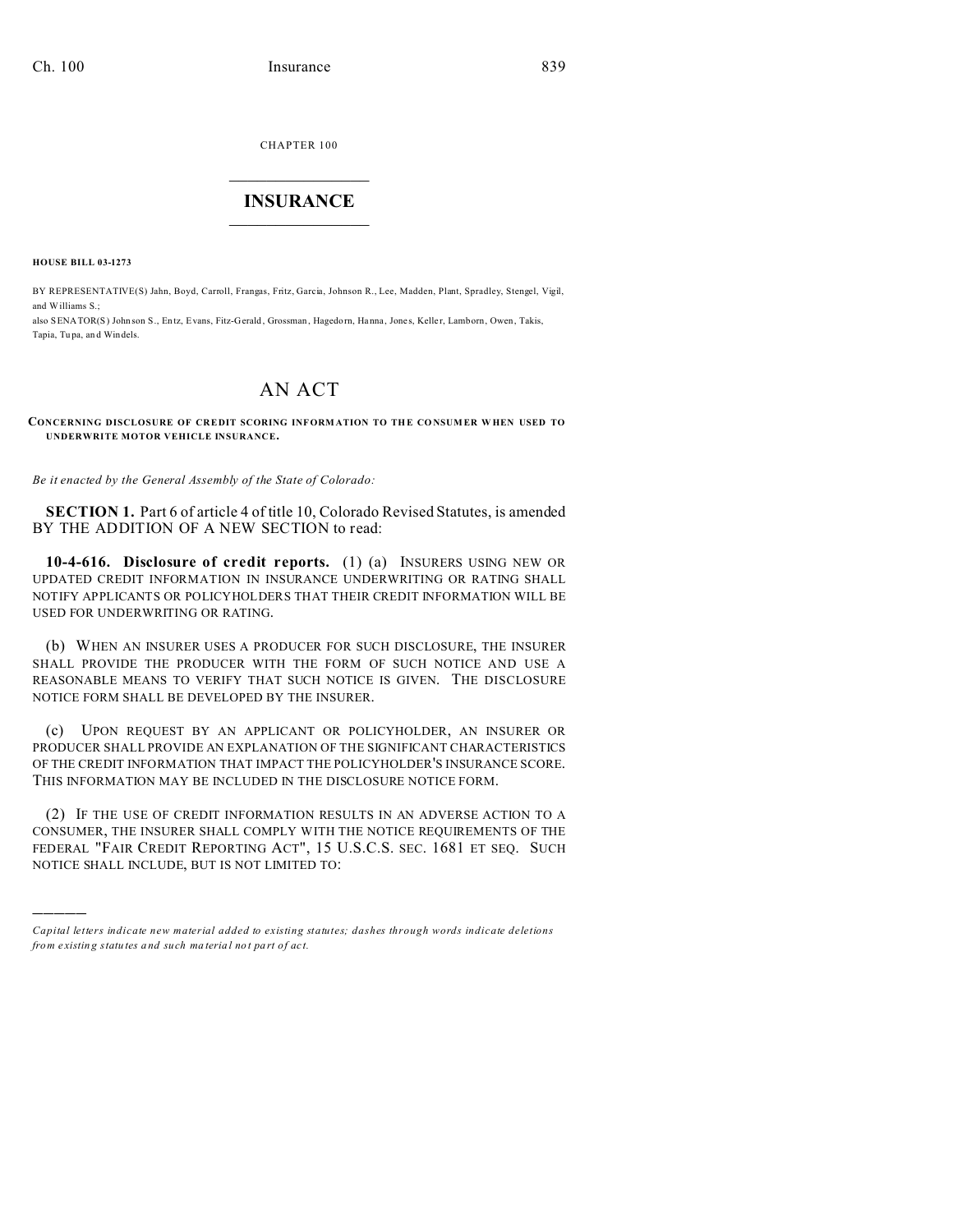CHAPTER 100

# INSURANCE

**HOUSE BILL 03-1273**

BY REPRESENTATIVE(S) Jahn, Boyd, Carroll, Frangas, Fritz, Garcia, Johnson R., Lee, Madden, Plant, Spradley, Stengel, Vigil, and Williams S.;
also SENATOR(S) Johnson S., Entz, Evans, Fitz-Gerald, Grossman, Hagedorn, Hanna, Jones, Keller, Lamborn, Owen, Takis, Tapia, Tupa, and Windels.

# AN ACT

**CONCERNING DISCLOSURE OF CREDIT SCORING INFORMATION TO THE CONSUMER WHEN USED TO UNDERWRITE MOTOR VEHICLE INSURANCE.**

*Be it enacted by the General Assembly of the State of Colorado:*

**SECTION 1.** Part 6 of article 4 of title 10, Colorado Revised Statutes, is amended BY THE ADDITION OF A NEW SECTION to read:

**10-4-616. Disclosure of credit reports.** (1) (a) INSURERS USING NEW OR UPDATED CREDIT INFORMATION IN INSURANCE UNDERWRITING OR RATING SHALL NOTIFY APPLICANTS OR POLICYHOLDERS THAT THEIR CREDIT INFORMATION WILL BE USED FOR UNDERWRITING OR RATING.

(b) WHEN AN INSURER USES A PRODUCER FOR SUCH DISCLOSURE, THE INSURER SHALL PROVIDE THE PRODUCER WITH THE FORM OF SUCH NOTICE AND USE A REASONABLE MEANS TO VERIFY THAT SUCH NOTICE IS GIVEN. THE DISCLOSURE NOTICE FORM SHALL BE DEVELOPED BY THE INSURER.

(c) UPON REQUEST BY AN APPLICANT OR POLICYHOLDER, AN INSURER OR PRODUCER SHALL PROVIDE AN EXPLANATION OF THE SIGNIFICANT CHARACTERISTICS OF THE CREDIT INFORMATION THAT IMPACT THE POLICYHOLDER'S INSURANCE SCORE. THIS INFORMATION MAY BE INCLUDED IN THE DISCLOSURE NOTICE FORM.

(2) IF THE USE OF CREDIT INFORMATION RESULTS IN AN ADVERSE ACTION TO A CONSUMER, THE INSURER SHALL COMPLY WITH THE NOTICE REQUIREMENTS OF THE FEDERAL "FAIR CREDIT REPORTING ACT", 15 U.S.C.S. SEC. 1681 ET SEQ. SUCH NOTICE SHALL INCLUDE, BUT IS NOT LIMITED TO:

---

*Capital letters indicate new material added to existing statutes; dashes through words indicate deletions from existing statutes and such material not part of act.*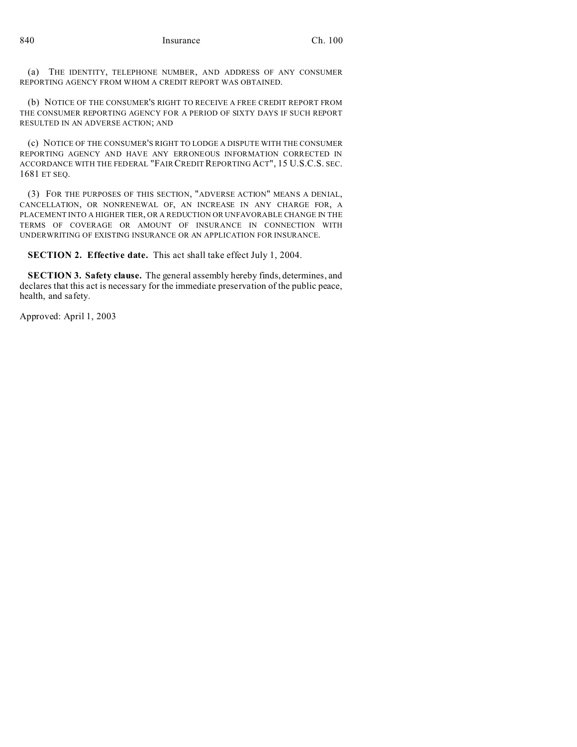(a) THE IDENTITY, TELEPHONE NUMBER, AND ADDRESS OF ANY CONSUMER REPORTING AGENCY FROM WHOM A CREDIT REPORT WAS OBTAINED.

(b) NOTICE OF THE CONSUMER'S RIGHT TO RECEIVE A FREE CREDIT REPORT FROM THE CONSUMER REPORTING AGENCY FOR A PERIOD OF SIXTY DAYS IF SUCH REPORT RESULTED IN AN ADVERSE ACTION; AND

(c) NOTICE OF THE CONSUMER'S RIGHT TO LODGE A DISPUTE WITH THE CONSUMER REPORTING AGENCY AND HAVE ANY ERRONEOUS INFORMATION CORRECTED IN ACCORDANCE WITH THE FEDERAL "FAIR CREDIT REPORTING ACT", 15 U.S.C.S. SEC. 1681 ET SEQ.

(3) FOR THE PURPOSES OF THIS SECTION, "ADVERSE ACTION" MEANS A DENIAL, CANCELLATION, OR NONRENEWAL OF, AN INCREASE IN ANY CHARGE FOR, A PLACEMENT INTO A HIGHER TIER, OR A REDUCTION OR UNFAVORABLE CHANGE IN THE TERMS OF COVERAGE OR AMOUNT OF INSURANCE IN CONNECTION WITH UNDERWRITING OF EXISTING INSURANCE OR AN APPLICATION FOR INSURANCE.

**SECTION 2. Effective date.** This act shall take effect July 1, 2004.

**SECTION 3. Safety clause.** The general assembly hereby finds, determines, and declares that this act is necessary for the immediate preservation of the public peace, health, and safety.

Approved: April 1, 2003